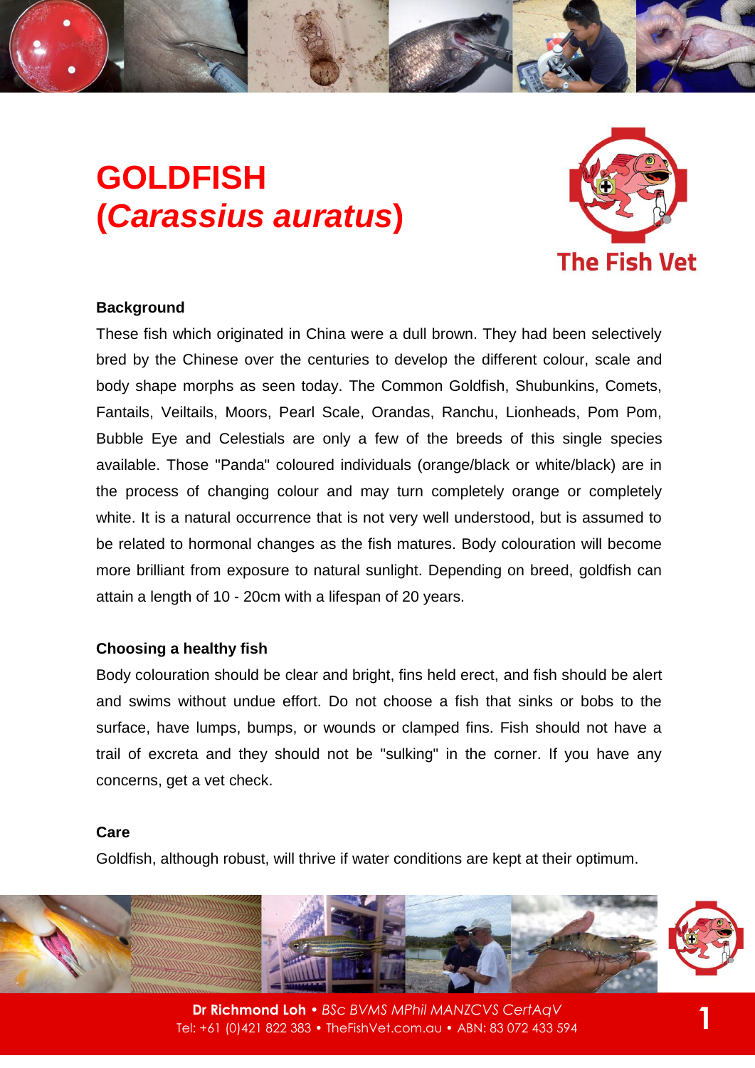# GOLDFISH (*Carassius auratus*)

The Fish Vet

**Background**

These fish which originated in China were a dull brown. They had been selectively bred by the Chinese over the centuries to develop the different colour, scale and body shape morphs as seen today. The Common Goldfish, Shubunkins, Comets, Fantails, Veiltails, Moors, Pearl Scale, Orandas, Ranchu, Lionheads, Pom Pom, Bubble Eye and Celestials are only a few of the breeds of this single species available. Those "Panda" coloured individuals (orange/black or white/black) are in the process of changing colour and may turn completely orange or completely white. It is a natural occurrence that is not very well understood, but is assumed to be related to hormonal changes as the fish matures. Body colouration will become more brilliant from exposure to natural sunlight. Depending on breed, goldfish can attain a length of 10 - 20cm with a lifespan of 20 years.

**Choosing a healthy fish**

Body colouration should be clear and bright, fins held erect, and fish should be alert and swims without undue effort. Do not choose a fish that sinks or bobs to the surface, have lumps, bumps, or wounds or clamped fins. Fish should not have a trail of excreta and they should not be "sulking" in the corner. If you have any concerns, get a vet check.

**Care**

Goldfish, although robust, will thrive if water conditions are kept at their optimum.

**Dr Richmond Loh** • *BSc BVMS MPhil MANZCVS CertAqV*
Tel: +61 (0)421 822 383 • TheFishVet.com.au • ABN: 83 072 433 594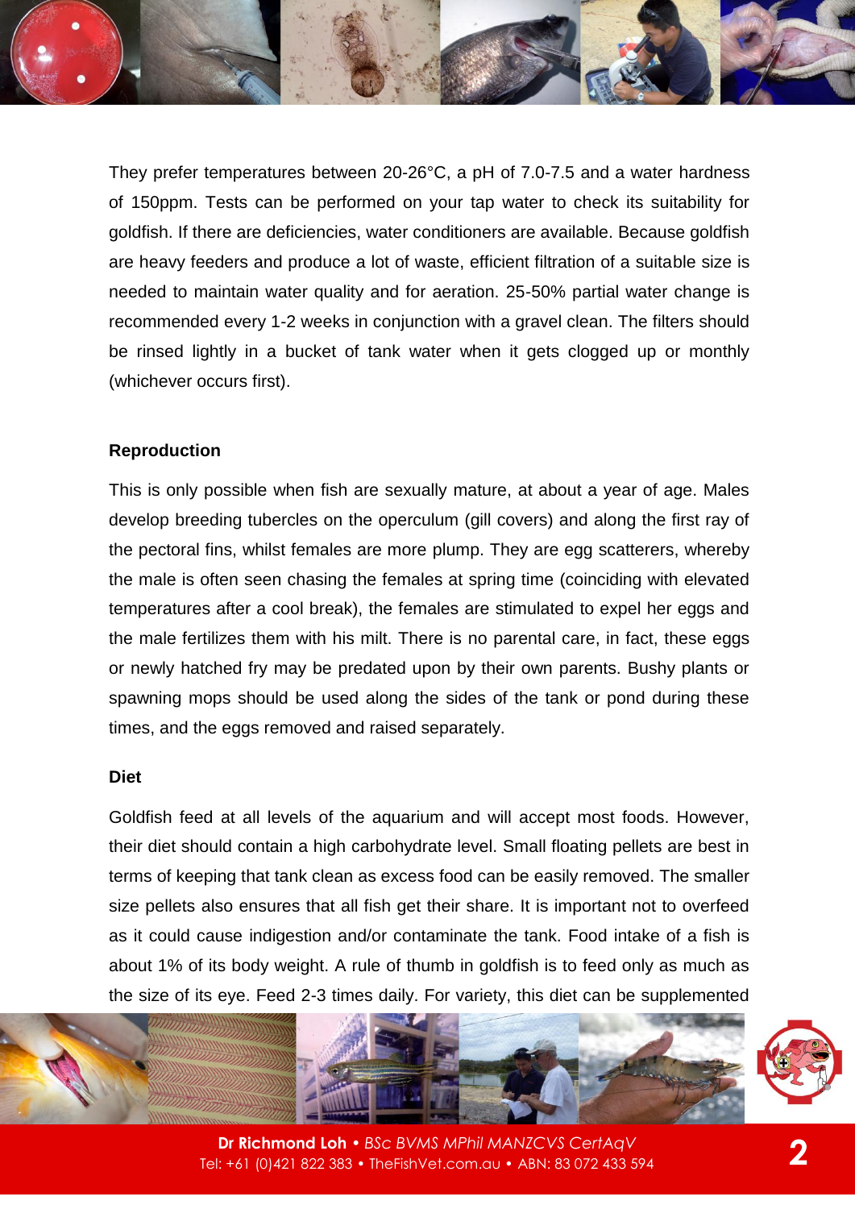They prefer temperatures between 20-26°C, a pH of 7.0-7.5 and a water hardness of 150ppm. Tests can be performed on your tap water to check its suitability for goldfish. If there are deficiencies, water conditioners are available. Because goldfish are heavy feeders and produce a lot of waste, efficient filtration of a suitable size is needed to maintain water quality and for aeration. 25-50% partial water change is recommended every 1-2 weeks in conjunction with a gravel clean. The filters should be rinsed lightly in a bucket of tank water when it gets clogged up or monthly (whichever occurs first).

**Reproduction**

This is only possible when fish are sexually mature, at about a year of age. Males develop breeding tubercles on the operculum (gill covers) and along the first ray of the pectoral fins, whilst females are more plump. They are egg scatterers, whereby the male is often seen chasing the females at spring time (coinciding with elevated temperatures after a cool break), the females are stimulated to expel her eggs and the male fertilizes them with his milt. There is no parental care, in fact, these eggs or newly hatched fry may be predated upon by their own parents. Bushy plants or spawning mops should be used along the sides of the tank or pond during these times, and the eggs removed and raised separately.

**Diet**

Goldfish feed at all levels of the aquarium and will accept most foods. However, their diet should contain a high carbohydrate level. Small floating pellets are best in terms of keeping that tank clean as excess food can be easily removed. The smaller size pellets also ensures that all fish get their share. It is important not to overfeed as it could cause indigestion and/or contaminate the tank. Food intake of a fish is about 1% of its body weight. A rule of thumb in goldfish is to feed only as much as the size of its eye. Feed 2-3 times daily. For variety, this diet can be supplemented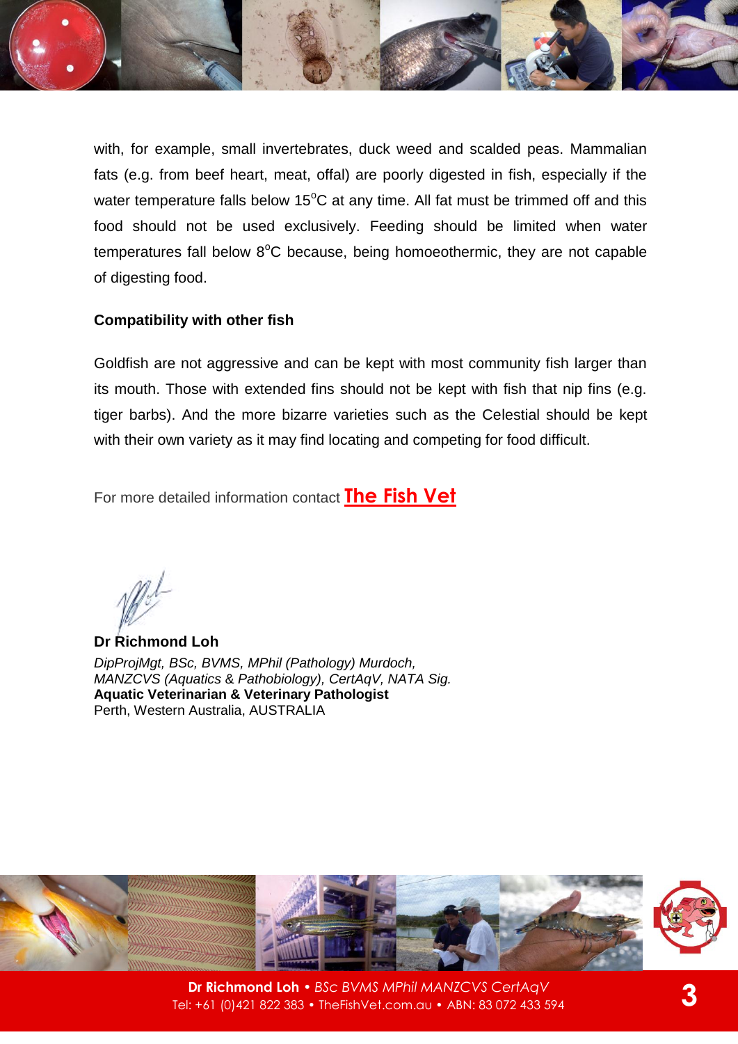with, for example, small invertebrates, duck weed and scalded peas. Mammalian fats (e.g. from beef heart, meat, offal) are poorly digested in fish, especially if the water temperature falls below 15$^o$C at any time. All fat must be trimmed off and this food should not be used exclusively. Feeding should be limited when water temperatures fall below 8$^o$C because, being homoeothermic, they are not capable of digesting food.

**Compatibility with other fish**

Goldfish are not aggressive and can be kept with most community fish larger than its mouth. Those with extended fins should not be kept with fish that nip fins (e.g. tiger barbs). And the more bizarre varieties such as the Celestial should be kept with their own variety as it may find locating and competing for food difficult.

For more detailed information contact **The Fish Vet**

**Dr Richmond Loh**
*DipProjMgt, BSc, BVMS, MPhil (Pathology) Murdoch,*
*MANZCVS (Aquatics & Pathobiology), CertAqV, NATA Sig.*
**Aquatic Veterinarian & Veterinary Pathologist**
Perth, Western Australia, AUSTRALIA